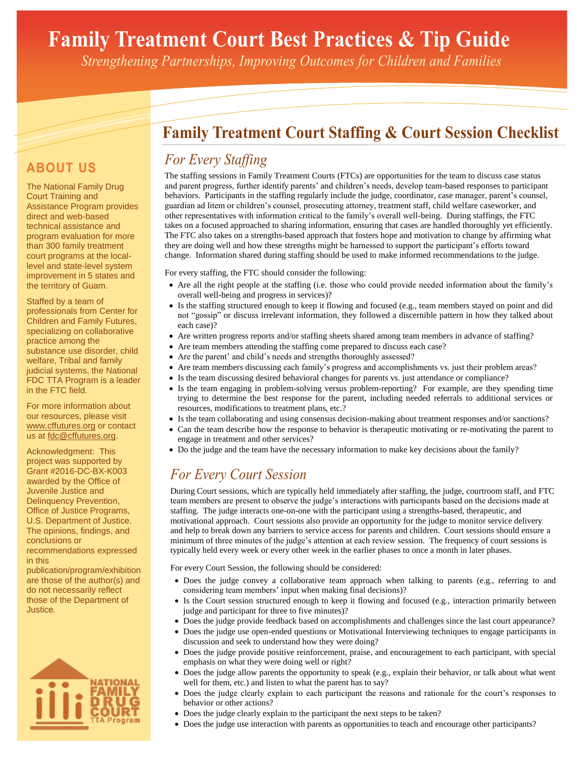# Family Treatment Court Best Practices & Tip Guide

*Strengthening Partnerships, Improving Outcomes for Children and Families*

## ABOUT US

The National Family Drug Court Training and Assistance Program provides direct and web-based technical assistance and program evaluation for more than 300 family treatment court programs at the local-level and state-level system improvement in 5 states and the territory of Guam.

Staffed by a team of professionals from Center for Children and Family Futures, specializing on collaborative practice among the substance use disorder, child welfare, Tribal and family judicial systems, the National FDC TTA Program is a leader in the FTC field.

For more information about our resources, please visit www.cffutures.org or contact us at fdc@cffutures.org.

Acknowledgment: This project was supported by Grant #2016-DC-BX-K003 awarded by the Office of Juvenile Justice and Delinquency Prevention, Office of Justice Programs, U.S. Department of Justice. The opinions, findings, and conclusions or recommendations expressed in this publication/program/exhibition are those of the author(s) and do not necessarily reflect those of the Department of Justice.

NATIONAL FAMILY DRUG COURT TTA Program

## Family Treatment Court Staffing & Court Session Checklist

### *For Every Staffing*

The staffing sessions in Family Treatment Courts (FTCs) are opportunities for the team to discuss case status and parent progress, further identify parents' and children's needs, develop team-based responses to participant behaviors. Participants in the staffing regularly include the judge, coordinator, case manager, parent's counsel, guardian ad litem or children's counsel, prosecuting attorney, treatment staff, child welfare caseworker, and other representatives with information critical to the family's overall well-being. During staffings, the FTC takes on a focused approached to sharing information, ensuring that cases are handled thoroughly yet efficiently. The FTC also takes on a strengths-based approach that fosters hope and motivation to change by affirming what they are doing well and how these strengths might be harnessed to support the participant's efforts toward change. Information shared during staffing should be used to make informed recommendations to the judge.

For every staffing, the FTC should consider the following:

- Are all the right people at the staffing (i.e. those who could provide needed information about the family's overall well-being and progress in services)?
- Is the staffing structured enough to keep it flowing and focused (e.g., team members stayed on point and did not "gossip" or discuss irrelevant information, they followed a discernible pattern in how they talked about each case)?
- Are written progress reports and/or staffing sheets shared among team members in advance of staffing?
- Are team members attending the staffing come prepared to discuss each case?
- Are the parent' and child's needs and strengths thoroughly assessed?
- Are team members discussing each family's progress and accomplishments vs. just their problem areas?
- Is the team discussing desired behavioral changes for parents vs. just attendance or compliance?
- Is the team engaging in problem-solving versus problem-reporting? For example, are they spending time trying to determine the best response for the parent, including needed referrals to additional services or resources, modifications to treatment plans, etc.?
- Is the team collaborating and using consensus decision-making about treatment responses and/or sanctions?
- Can the team describe how the response to behavior is therapeutic motivating or re-motivating the parent to engage in treatment and other services?
- Do the judge and the team have the necessary information to make key decisions about the family?

### *For Every Court Session*

During Court sessions, which are typically held immediately after staffing, the judge, courtroom staff, and FTC team members are present to observe the judge's interactions with participants based on the decisions made at staffing. The judge interacts one-on-one with the participant using a strengths-based, therapeutic, and motivational approach. Court sessions also provide an opportunity for the judge to monitor service delivery and help to break down any barriers to service access for parents and children. Court sessions should ensure a minimum of three minutes of the judge's attention at each review session. The frequency of court sessions is typically held every week or every other week in the earlier phases to once a month in later phases.

For every Court Session, the following should be considered:

- Does the judge convey a collaborative team approach when talking to parents (e.g., referring to and considering team members' input when making final decisions)?
- Is the Court session structured enough to keep it flowing and focused (e.g., interaction primarily between judge and participant for three to five minutes)?
- Does the judge provide feedback based on accomplishments and challenges since the last court appearance?
- Does the judge use open-ended questions or Motivational Interviewing techniques to engage participants in discussion and seek to understand how they were doing?
- Does the judge provide positive reinforcement, praise, and encouragement to each participant, with special emphasis on what they were doing well or right?
- Does the judge allow parents the opportunity to speak (e.g., explain their behavior, or talk about what went well for them, etc.) and listen to what the parent has to say?
- Does the judge clearly explain to each participant the reasons and rationale for the court's responses to behavior or other actions?
- Does the judge clearly explain to the participant the next steps to be taken?
- Does the judge use interaction with parents as opportunities to teach and encourage other participants?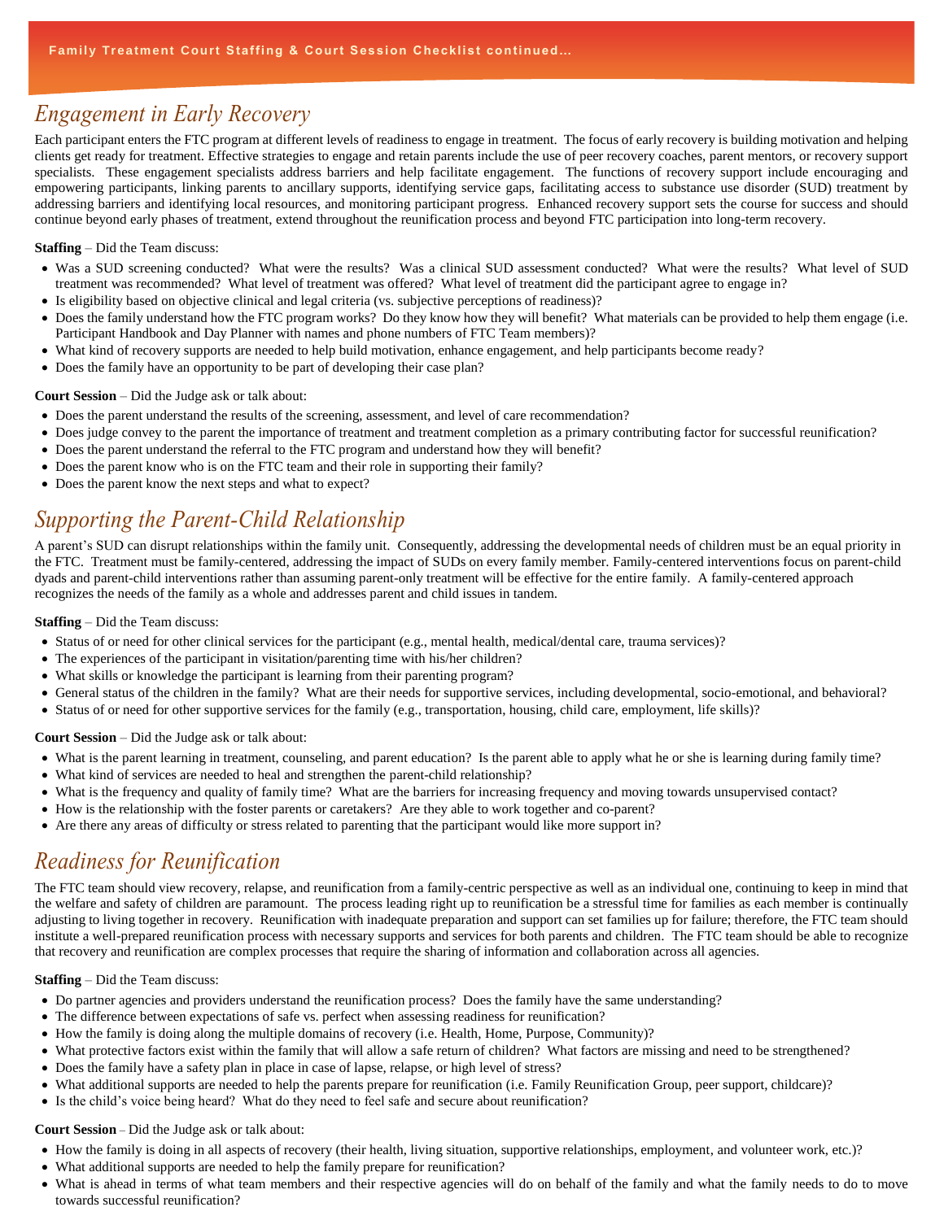# Engagement in Early Recovery

Each participant enters the FTC program at different levels of readiness to engage in treatment. The focus of early recovery is building motivation and helping clients get ready for treatment. Effective strategies to engage and retain parents include the use of peer recovery coaches, parent mentors, or recovery support specialists. These engagement specialists address barriers and help facilitate engagement. The functions of recovery support include encouraging and empowering participants, linking parents to ancillary supports, identifying service gaps, facilitating access to substance use disorder (SUD) treatment by addressing barriers and identifying local resources, and monitoring participant progress. Enhanced recovery support sets the course for success and should continue beyond early phases of treatment, extend throughout the reunification process and beyond FTC participation into long-term recovery.

**Staffing** – Did the Team discuss:

- Was a SUD screening conducted? What were the results? Was a clinical SUD assessment conducted? What were the results? What level of SUD treatment was recommended? What level of treatment was offered? What level of treatment did the participant agree to engage in?
- Is eligibility based on objective clinical and legal criteria (vs. subjective perceptions of readiness)?
- Does the family understand how the FTC program works? Do they know how they will benefit? What materials can be provided to help them engage (i.e. Participant Handbook and Day Planner with names and phone numbers of FTC Team members)?
- What kind of recovery supports are needed to help build motivation, enhance engagement, and help participants become ready?
- Does the family have an opportunity to be part of developing their case plan?

**Court Session** – Did the Judge ask or talk about:

- Does the parent understand the results of the screening, assessment, and level of care recommendation?
- Does judge convey to the parent the importance of treatment and treatment completion as a primary contributing factor for successful reunification?
- Does the parent understand the referral to the FTC program and understand how they will benefit?
- Does the parent know who is on the FTC team and their role in supporting their family?
- Does the parent know the next steps and what to expect?

# Supporting the Parent-Child Relationship

A parent's SUD can disrupt relationships within the family unit. Consequently, addressing the developmental needs of children must be an equal priority in the FTC. Treatment must be family-centered, addressing the impact of SUDs on every family member. Family-centered interventions focus on parent-child dyads and parent-child interventions rather than assuming parent-only treatment will be effective for the entire family. A family-centered approach recognizes the needs of the family as a whole and addresses parent and child issues in tandem.

**Staffing** – Did the Team discuss:

- Status of or need for other clinical services for the participant (e.g., mental health, medical/dental care, trauma services)?
- The experiences of the participant in visitation/parenting time with his/her children?
- What skills or knowledge the participant is learning from their parenting program?
- General status of the children in the family? What are their needs for supportive services, including developmental, socio-emotional, and behavioral?
- Status of or need for other supportive services for the family (e.g., transportation, housing, child care, employment, life skills)?

**Court Session** – Did the Judge ask or talk about:

- What is the parent learning in treatment, counseling, and parent education? Is the parent able to apply what he or she is learning during family time?
- What kind of services are needed to heal and strengthen the parent-child relationship?
- What is the frequency and quality of family time? What are the barriers for increasing frequency and moving towards unsupervised contact?
- How is the relationship with the foster parents or caretakers? Are they able to work together and co-parent?
- Are there any areas of difficulty or stress related to parenting that the participant would like more support in?

# Readiness for Reunification

The FTC team should view recovery, relapse, and reunification from a family-centric perspective as well as an individual one, continuing to keep in mind that the welfare and safety of children are paramount. The process leading right up to reunification be a stressful time for families as each member is continually adjusting to living together in recovery. Reunification with inadequate preparation and support can set families up for failure; therefore, the FTC team should institute a well-prepared reunification process with necessary supports and services for both parents and children. The FTC team should be able to recognize that recovery and reunification are complex processes that require the sharing of information and collaboration across all agencies.

**Staffing** – Did the Team discuss:

- Do partner agencies and providers understand the reunification process? Does the family have the same understanding?
- The difference between expectations of safe vs. perfect when assessing readiness for reunification?
- How the family is doing along the multiple domains of recovery (i.e. Health, Home, Purpose, Community)?
- What protective factors exist within the family that will allow a safe return of children? What factors are missing and need to be strengthened?
- Does the family have a safety plan in place in case of lapse, relapse, or high level of stress?
- What additional supports are needed to help the parents prepare for reunification (i.e. Family Reunification Group, peer support, childcare)?
- Is the child's voice being heard? What do they need to feel safe and secure about reunification?

**Court Session** – Did the Judge ask or talk about:

- How the family is doing in all aspects of recovery (their health, living situation, supportive relationships, employment, and volunteer work, etc.)?
- What additional supports are needed to help the family prepare for reunification?
- What is ahead in terms of what team members and their respective agencies will do on behalf of the family and what the family needs to do to move towards successful reunification?